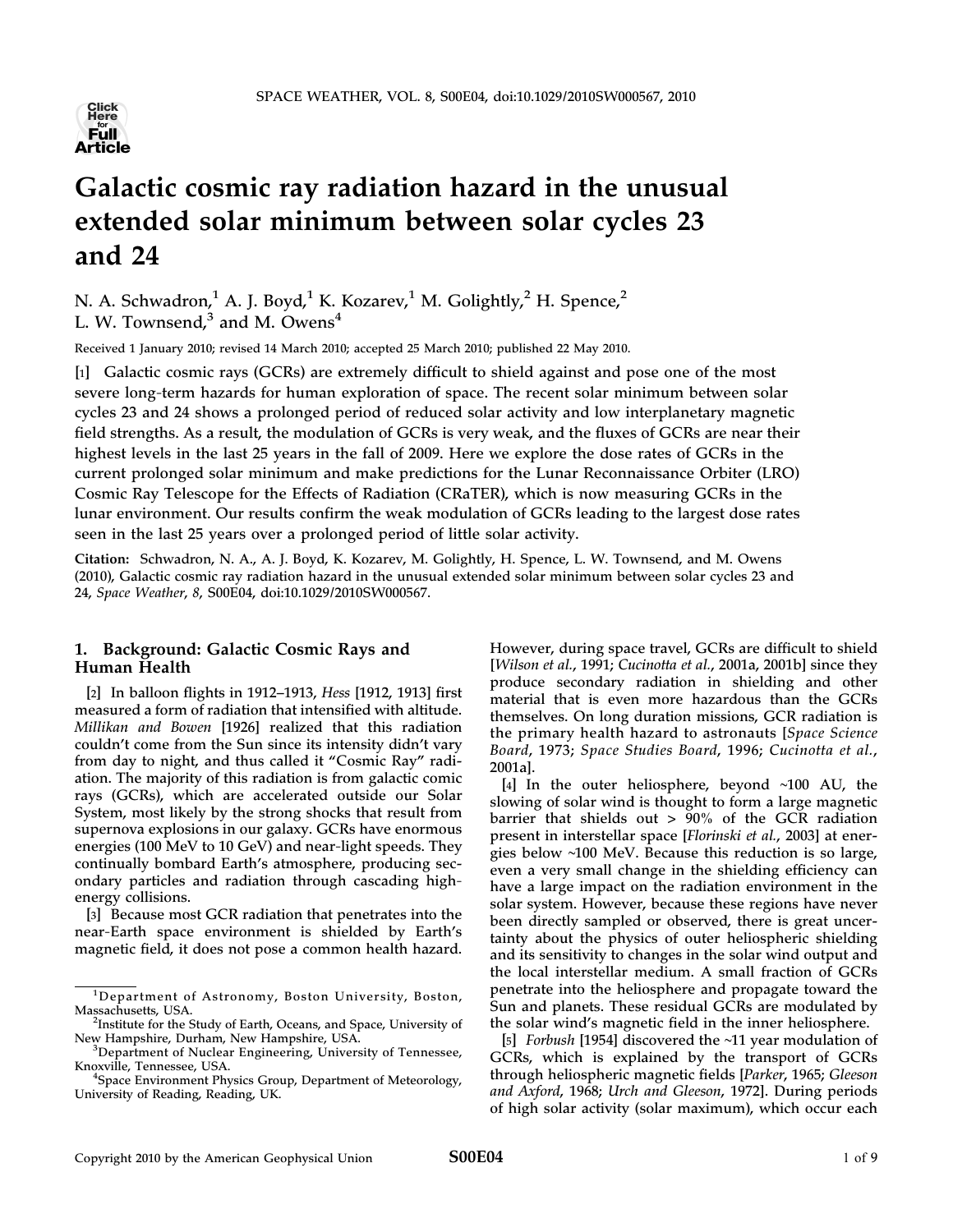# Galactic cosmic ray radiation hazard in the unusual extended solar minimum between solar cycles 23 and 24

N. A. Schwadron,[1] A. J. Boyd,[1] K. Kozarev,[1] M. Golightly,[2] H. Spence,[2] L. W. Townsend,[3] and M. Owens[4]

Received 1 January 2010; revised 14 March 2010; accepted 25 March 2010; published 22 May 2010.

[1] Galactic cosmic rays (GCRs) are extremely difficult to shield against and pose one of the most severe long-term hazards for human exploration of space. The recent solar minimum between solar cycles 23 and 24 shows a prolonged period of reduced solar activity and low interplanetary magnetic field strengths. As a result, the modulation of GCRs is very weak, and the fluxes of GCRs are near their highest levels in the last 25 years in the fall of 2009. Here we explore the dose rates of GCRs in the current prolonged solar minimum and make predictions for the Lunar Reconnaissance Orbiter (LRO) Cosmic Ray Telescope for the Effects of Radiation (CRaTER), which is now measuring GCRs in the lunar environment. Our results confirm the weak modulation of GCRs leading to the largest dose rates seen in the last 25 years over a prolonged period of little solar activity.

**Citation:** Schwadron, N. A., A. J. Boyd, K. Kozarev, M. Golightly, H. Spence, L. W. Townsend, and M. Owens (2010), Galactic cosmic ray radiation hazard in the unusual extended solar minimum between solar cycles 23 and 24, *Space Weather*, *8*, S00E04, doi:10.1029/2010SW000567.

## 1. Background: Galactic Cosmic Rays and Human Health

[2] In balloon flights in 1912–1913, *Hess* [1912, 1913] first measured a form of radiation that intensified with altitude. *Millikan and Bowen* [1926] realized that this radiation couldn't come from the Sun since its intensity didn't vary from day to night, and thus called it "Cosmic Ray" radiation. The majority of this radiation is from galactic comic rays (GCRs), which are accelerated outside our Solar System, most likely by the strong shocks that result from supernova explosions in our galaxy. GCRs have enormous energies (100 MeV to 10 GeV) and near-light speeds. They continually bombard Earth's atmosphere, producing secondary particles and radiation through cascading high-energy collisions.

[3] Because most GCR radiation that penetrates into the near-Earth space environment is shielded by Earth's magnetic field, it does not pose a common health hazard. However, during space travel, GCRs are difficult to shield [*Wilson et al.*, 1991; *Cucinotta et al.*, 2001a, 2001b] since they produce secondary radiation in shielding and other material that is even more hazardous than the GCRs themselves. On long duration missions, GCR radiation is the primary health hazard to astronauts [*Space Science Board*, 1973; *Space Studies Board*, 1996; *Cucinotta et al.*, 2001a].

[4] In the outer heliosphere, beyond ~100 AU, the slowing of solar wind is thought to form a large magnetic barrier that shields out > 90% of the GCR radiation present in interstellar space [*Florinski et al.*, 2003] at energies below ~100 MeV. Because this reduction is so large, even a very small change in the shielding efficiency can have a large impact on the radiation environment in the solar system. However, because these regions have never been directly sampled or observed, there is great uncertainty about the physics of outer heliospheric shielding and its sensitivity to changes in the solar wind output and the local interstellar medium. A small fraction of GCRs penetrate into the heliosphere and propagate toward the Sun and planets. These residual GCRs are modulated by the solar wind's magnetic field in the inner heliosphere.

[5] *Forbush* [1954] discovered the ~11 year modulation of GCRs, which is explained by the transport of GCRs through heliospheric magnetic fields [*Parker*, 1965; *Gleeson and Axford*, 1968; *Urch and Gleeson*, 1972]. During periods of high solar activity (solar maximum), which occur each

---

[1] Department of Astronomy, Boston University, Boston, Massachusetts, USA.
[2] Institute for the Study of Earth, Oceans, and Space, University of New Hampshire, Durham, New Hampshire, USA.
[3] Department of Nuclear Engineering, University of Tennessee, Knoxville, Tennessee, USA.
[4] Space Environment Physics Group, Department of Meteorology, University of Reading, Reading, UK.

Copyright 2010 by the American Geophysical Union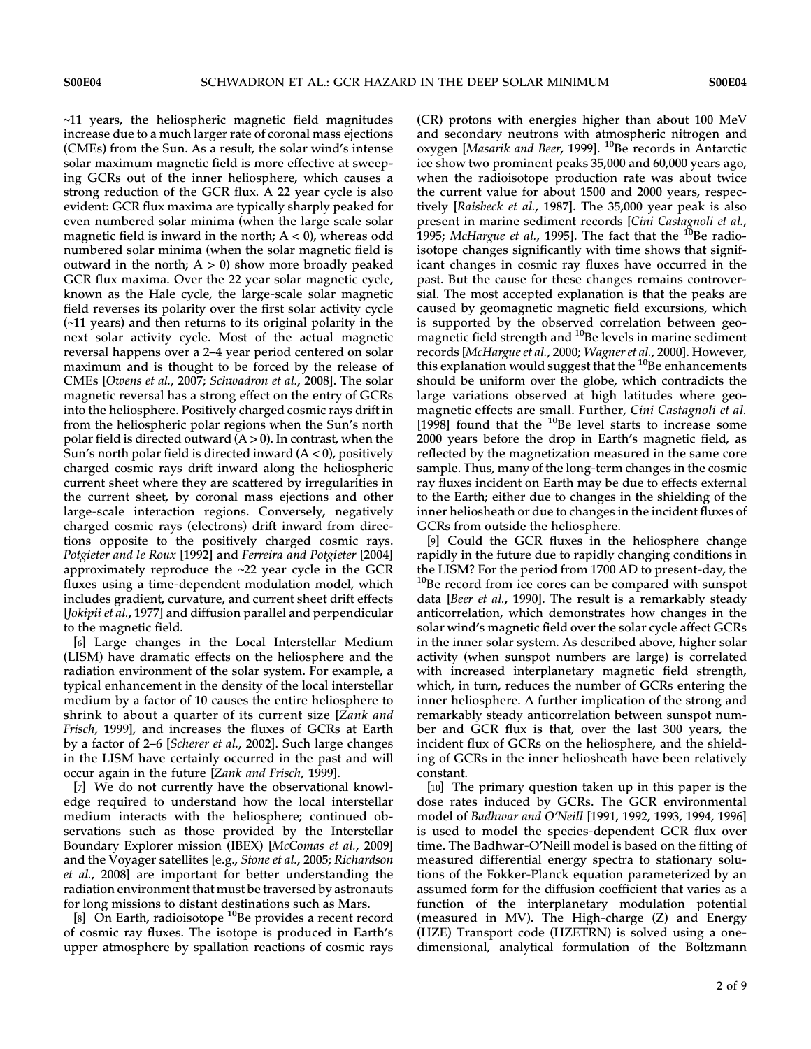~11 years, the heliospheric magnetic field magnitudes increase due to a much larger rate of coronal mass ejections (CMEs) from the Sun. As a result, the solar wind's intense solar maximum magnetic field is more effective at sweeping GCRs out of the inner heliosphere, which causes a strong reduction of the GCR flux. A 22 year cycle is also evident: GCR flux maxima are typically sharply peaked for even numbered solar minima (when the large scale solar magnetic field is inward in the north; $A < 0$), whereas odd numbered solar minima (when the solar magnetic field is outward in the north; $A > 0$) show more broadly peaked GCR flux maxima. Over the 22 year solar magnetic cycle, known as the Hale cycle, the large-scale solar magnetic field reverses its polarity over the first solar activity cycle (~11 years) and then returns to its original polarity in the next solar activity cycle. Most of the actual magnetic reversal happens over a 2–4 year period centered on solar maximum and is thought to be forced by the release of CMEs [*Owens et al.*, 2007; *Schwadron et al.*, 2008]. The solar magnetic reversal has a strong effect on the entry of GCRs into the heliosphere. Positively charged cosmic rays drift in from the heliospheric polar regions when the Sun's north polar field is directed outward ($A > 0$). In contrast, when the Sun's north polar field is directed inward ($A < 0$), positively charged cosmic rays drift inward along the heliospheric current sheet where they are scattered by irregularities in the current sheet, by coronal mass ejections and other large-scale interaction regions. Conversely, negatively charged cosmic rays (electrons) drift inward from directions opposite to the positively charged cosmic rays. *Potgieter and le Roux* [1992] and *Ferreira and Potgieter* [2004] approximately reproduce the ~22 year cycle in the GCR fluxes using a time-dependent modulation model, which includes gradient, curvature, and current sheet drift effects [*Jokipii et al.*, 1977] and diffusion parallel and perpendicular to the magnetic field.

[6] Large changes in the Local Interstellar Medium (LISM) have dramatic effects on the heliosphere and the radiation environment of the solar system. For example, a typical enhancement in the density of the local interstellar medium by a factor of 10 causes the entire heliosphere to shrink to about a quarter of its current size [*Zank and Frisch*, 1999], and increases the fluxes of GCRs at Earth by a factor of 2–6 [*Scherer et al.*, 2002]. Such large changes in the LISM have certainly occurred in the past and will occur again in the future [*Zank and Frisch*, 1999].

[7] We do not currently have the observational knowledge required to understand how the local interstellar medium interacts with the heliosphere; continued observations such as those provided by the Interstellar Boundary Explorer mission (IBEX) [*McComas et al.*, 2009] and the Voyager satellites [e.g., *Stone et al.*, 2005; *Richardson et al.*, 2008] are important for better understanding the radiation environment that must be traversed by astronauts for long missions to distant destinations such as Mars.

[8] On Earth, radioisotope $^{10}$Be provides a recent record of cosmic ray fluxes. The isotope is produced in Earth's upper atmosphere by spallation reactions of cosmic rays (CR) protons with energies higher than about 100 MeV and secondary neutrons with atmospheric nitrogen and oxygen [*Masarik and Beer*, 1999]. $^{10}$Be records in Antarctic ice show two prominent peaks 35,000 and 60,000 years ago, when the radioisotope production rate was about twice the current value for about 1500 and 2000 years, respectively [*Raisbeck et al.*, 1987]. The 35,000 year peak is also present in marine sediment records [*Cini Castagnoli et al.*, 1995; *McHargue et al.*, 1995]. The fact that the $^{10}$Be radioisotope changes significantly with time shows that significant changes in cosmic ray fluxes have occurred in the past. But the cause for these changes remains controversial. The most accepted explanation is that the peaks are caused by geomagnetic magnetic field excursions, which is supported by the observed correlation between geomagnetic field strength and $^{10}$Be levels in marine sediment records [*McHargue et al.*, 2000; *Wagner et al.*, 2000]. However, this explanation would suggest that the $^{10}$Be enhancements should be uniform over the globe, which contradicts the large variations observed at high latitudes where geomagnetic effects are small. Further, *Cini Castagnoli et al.* [1998] found that the $^{10}$Be level starts to increase some 2000 years before the drop in Earth's magnetic field, as reflected by the magnetization measured in the same core sample. Thus, many of the long-term changes in the cosmic ray fluxes incident on Earth may be due to effects external to the Earth; either due to changes in the shielding of the inner heliosheath or due to changes in the incident fluxes of GCRs from outside the heliosphere.

[9] Could the GCR fluxes in the heliosphere change rapidly in the future due to rapidly changing conditions in the LISM? For the period from 1700 AD to present-day, the $^{10}$Be record from ice cores can be compared with sunspot data [*Beer et al.*, 1990]. The result is a remarkably steady anticorrelation, which demonstrates how changes in the solar wind's magnetic field over the solar cycle affect GCRs in the inner solar system. As described above, higher solar activity (when sunspot numbers are large) is correlated with increased interplanetary magnetic field strength, which, in turn, reduces the number of GCRs entering the inner heliosphere. A further implication of the strong and remarkably steady anticorrelation between sunspot number and GCR flux is that, over the last 300 years, the incident flux of GCRs on the heliosphere, and the shielding of GCRs in the inner heliosheath have been relatively constant.

[10] The primary question taken up in this paper is the dose rates induced by GCRs. The GCR environmental model of *Badhwar and O'Neill* [1991, 1992, 1993, 1994, 1996] is used to model the species-dependent GCR flux over time. The Badhwar-O'Neill model is based on the fitting of measured differential energy spectra to stationary solutions of the Fokker-Planck equation parameterized by an assumed form for the diffusion coefficient that varies as a function of the interplanetary modulation potential (measured in MV). The High-charge (Z) and Energy (HZE) Transport code (HZETRN) is solved using a one-dimensional, analytical formulation of the Boltzmann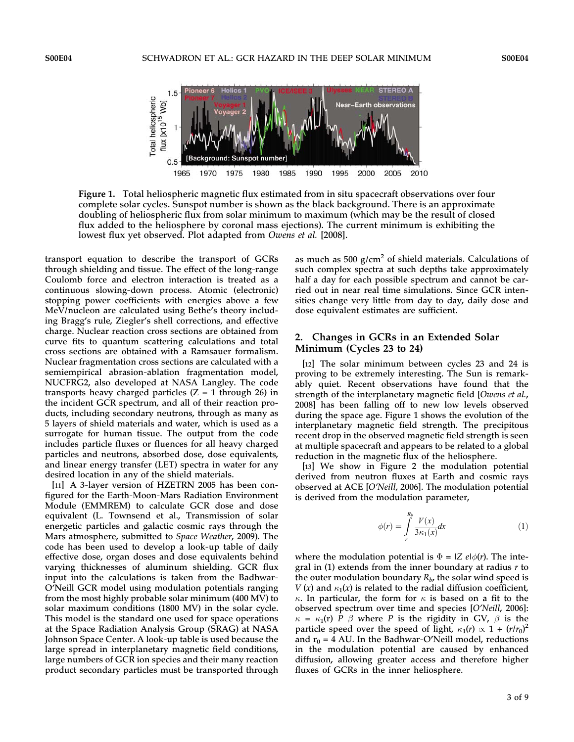**Figure 1.** Total heliospheric magnetic flux estimated from in situ spacecraft observations over four complete solar cycles. Sunspot number is shown as the black background. There is an approximate doubling of heliospheric flux from solar minimum to maximum (which may be the result of closed flux added to the heliosphere by coronal mass ejections). The current minimum is exhibiting the lowest flux yet observed. Plot adapted from *Owens et al.* [2008].

transport equation to describe the transport of GCRs through shielding and tissue. The effect of the long-range Coulomb force and electron interaction is treated as a continuous slowing-down process. Atomic (electronic) stopping power coefficients with energies above a few MeV/nucleon are calculated using Bethe's theory including Bragg's rule, Ziegler's shell corrections, and effective charge. Nuclear reaction cross sections are obtained from curve fits to quantum scattering calculations and total cross sections are obtained with a Ramsauer formalism. Nuclear fragmentation cross sections are calculated with a semiempirical abrasion-ablation fragmentation model, NUCFRG2, also developed at NASA Langley. The code transports heavy charged particles (Z = 1 through 26) in the incident GCR spectrum, and all of their reaction products, including secondary neutrons, through as many as 5 layers of shield materials and water, which is used as a surrogate for human tissue. The output from the code includes particle fluxes or fluences for all heavy charged particles and neutrons, absorbed dose, dose equivalents, and linear energy transfer (LET) spectra in water for any desired location in any of the shield materials.

[11] A 3-layer version of HZETRN 2005 has been configured for the Earth-Moon-Mars Radiation Environment Module (EMMREM) to calculate GCR dose and dose equivalent (L. Townsend et al., Transmission of solar energetic particles and galactic cosmic rays through the Mars atmosphere, submitted to *Space Weather*, 2009). The code has been used to develop a look-up table of daily effective dose, organ doses and dose equivalents behind varying thicknesses of aluminum shielding. GCR flux input into the calculations is taken from the Badhwar-O'Neill GCR model using modulation potentials ranging from the most highly probable solar minimum (400 MV) to solar maximum conditions (1800 MV) in the solar cycle. This model is the standard one used for space operations at the Space Radiation Analysis Group (SRAG) at NASA Johnson Space Center. A look-up table is used because the large spread in interplanetary magnetic field conditions, large numbers of GCR ion species and their many reaction product secondary particles must be transported through as much as 500 g/cm$^2$ of shield materials. Calculations of such complex spectra at such depths take approximately half a day for each possible spectrum and cannot be carried out in near real time simulations. Since GCR intensities change very little from day to day, daily dose and dose equivalent estimates are sufficient.

## 2. Changes in GCRs in an Extended Solar Minimum (Cycles 23 to 24)

[12] The solar minimum between cycles 23 and 24 is proving to be extremely interesting. The Sun is remarkably quiet. Recent observations have found that the strength of the interplanetary magnetic field [*Owens et al.*, 2008] has been falling off to new low levels observed during the space age. Figure 1 shows the evolution of the interplanetary magnetic field strength. The precipitous recent drop in the observed magnetic field strength is seen at multiple spacecraft and appears to be related to a global reduction in the magnetic flux of the heliosphere.

[13] We show in Figure 2 the modulation potential derived from neutron fluxes at Earth and cosmic rays observed at ACE [*O'Neill*, 2006]. The modulation potential is derived from the modulation parameter,

$$\phi(r) = \int_{r}^{R_b} \frac{V(x)}{3\kappa_1(x)} dx \tag{1}$$

where the modulation potential is $\Phi = |Z\, e|\phi(r)$. The integral in (1) extends from the inner boundary at radius $r$ to the outer modulation boundary $R_b$, the solar wind speed is $V(x)$ and $\kappa_1(x)$ is related to the radial diffusion coefficient, $\kappa$. In particular, the form for $\kappa$ is based on a fit to the observed spectrum over time and species [*O'Neill*, 2006]: $\kappa = \kappa_1(r)\ P\ \beta$ where $P$ is the rigidity in GV, $\beta$ is the particle speed over the speed of light, $\kappa_1(r) \propto 1 + (r/r_0)^2$ and $r_0$ = 4 AU. In the Badhwar-O'Neill model, reductions in the modulation potential are caused by enhanced diffusion, allowing greater access and therefore higher fluxes of GCRs in the inner heliosphere.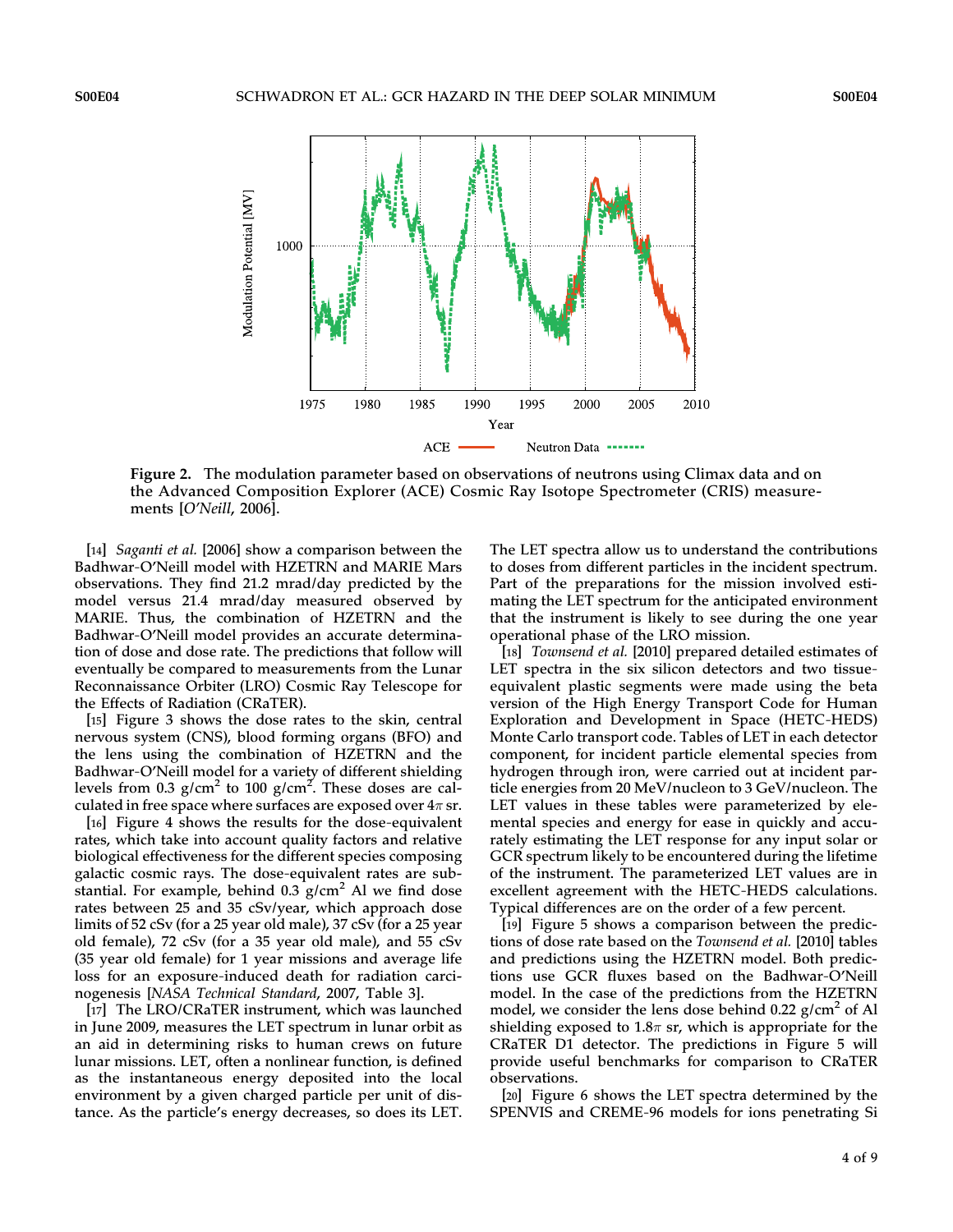**Figure 2.** The modulation parameter based on observations of neutrons using Climax data and on the Advanced Composition Explorer (ACE) Cosmic Ray Isotope Spectrometer (CRIS) measurements [*O'Neill*, 2006].

[14] *Saganti et al.* [2006] show a comparison between the Badhwar-O'Neill model with HZETRN and MARIE Mars observations. They find 21.2 mrad/day predicted by the model versus 21.4 mrad/day measured observed by MARIE. Thus, the combination of HZETRN and the Badhwar-O'Neill model provides an accurate determination of dose and dose rate. The predictions that follow will eventually be compared to measurements from the Lunar Reconnaissance Orbiter (LRO) Cosmic Ray Telescope for the Effects of Radiation (CRaTER).

[15] Figure 3 shows the dose rates to the skin, central nervous system (CNS), blood forming organs (BFO) and the lens using the combination of HZETRN and the Badhwar-O'Neill model for a variety of different shielding levels from 0.3 g/cm$^2$ to 100 g/cm$^2$. These doses are calculated in free space where surfaces are exposed over $4\pi$ sr.

[16] Figure 4 shows the results for the dose-equivalent rates, which take into account quality factors and relative biological effectiveness for the different species composing galactic cosmic rays. The dose-equivalent rates are substantial. For example, behind 0.3 g/cm$^2$ Al we find dose rates between 25 and 35 cSv/year, which approach dose limits of 52 cSv (for a 25 year old male), 37 cSv (for a 25 year old female), 72 cSv (for a 35 year old male), and 55 cSv (35 year old female) for 1 year missions and average life loss for an exposure-induced death for radiation carcinogenesis [*NASA Technical Standard*, 2007, Table 3].

[17] The LRO/CRaTER instrument, which was launched in June 2009, measures the LET spectrum in lunar orbit as an aid in determining risks to human crews on future lunar missions. LET, often a nonlinear function, is defined as the instantaneous energy deposited into the local environment by a given charged particle per unit of distance. As the particle's energy decreases, so does its LET. The LET spectra allow us to understand the contributions to doses from different particles in the incident spectrum. Part of the preparations for the mission involved estimating the LET spectrum for the anticipated environment that the instrument is likely to see during the one year operational phase of the LRO mission.

[18] *Townsend et al.* [2010] prepared detailed estimates of LET spectra in the six silicon detectors and two tissue-equivalent plastic segments were made using the beta version of the High Energy Transport Code for Human Exploration and Development in Space (HETC-HEDS) Monte Carlo transport code. Tables of LET in each detector component, for incident particle elemental species from hydrogen through iron, were carried out at incident particle energies from 20 MeV/nucleon to 3 GeV/nucleon. The LET values in these tables were parameterized by elemental species and energy for ease in quickly and accurately estimating the LET response for any input solar or GCR spectrum likely to be encountered during the lifetime of the instrument. The parameterized LET values are in excellent agreement with the HETC-HEDS calculations. Typical differences are on the order of a few percent.

[19] Figure 5 shows a comparison between the predictions of dose rate based on the *Townsend et al.* [2010] tables and predictions using the HZETRN model. Both predictions use GCR fluxes based on the Badhwar-O'Neill model. In the case of the predictions from the HZETRN model, we consider the lens dose behind 0.22 g/cm$^2$ of Al shielding exposed to $1.8\pi$ sr, which is appropriate for the CRaTER D1 detector. The predictions in Figure 5 will provide useful benchmarks for comparison to CRaTER observations.

[20] Figure 6 shows the LET spectra determined by the SPENVIS and CREME-96 models for ions penetrating Si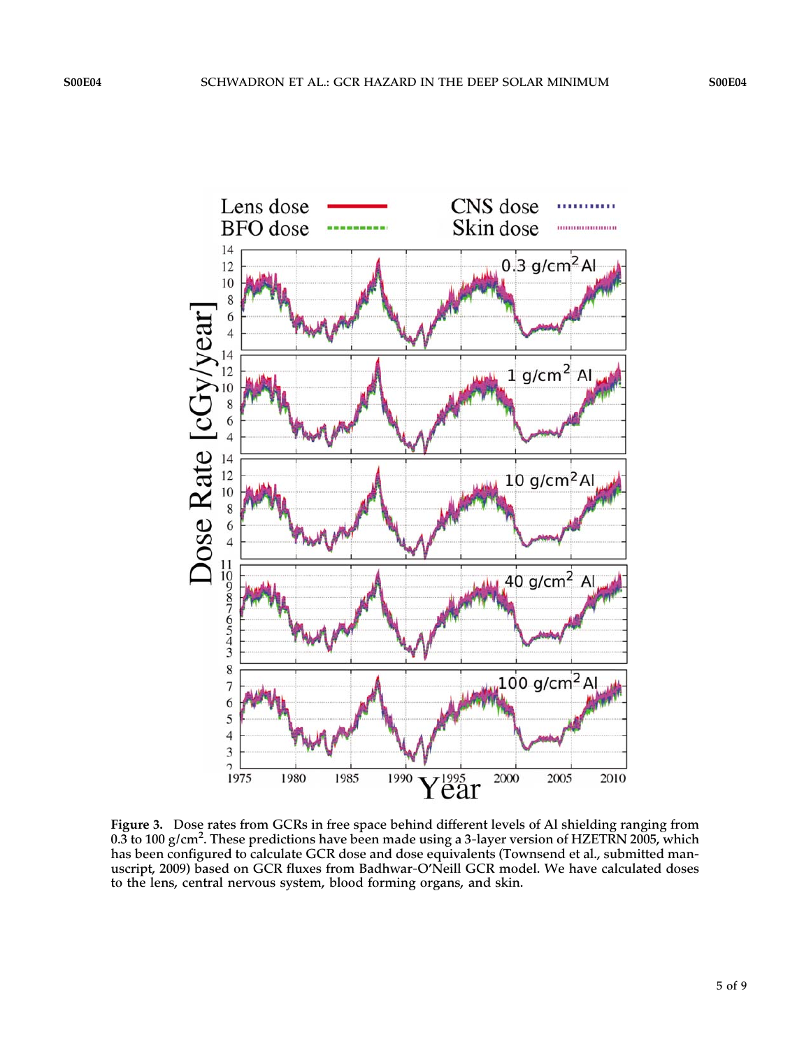**Figure 3.** Dose rates from GCRs in free space behind different levels of Al shielding ranging from 0.3 to 100 g/cm$^2$. These predictions have been made using a 3-layer version of HZETRN 2005, which has been configured to calculate GCR dose and dose equivalents (Townsend et al., submitted manuscript, 2009) based on GCR fluxes from Badhwar-O'Neill GCR model. We have calculated doses to the lens, central nervous system, blood forming organs, and skin.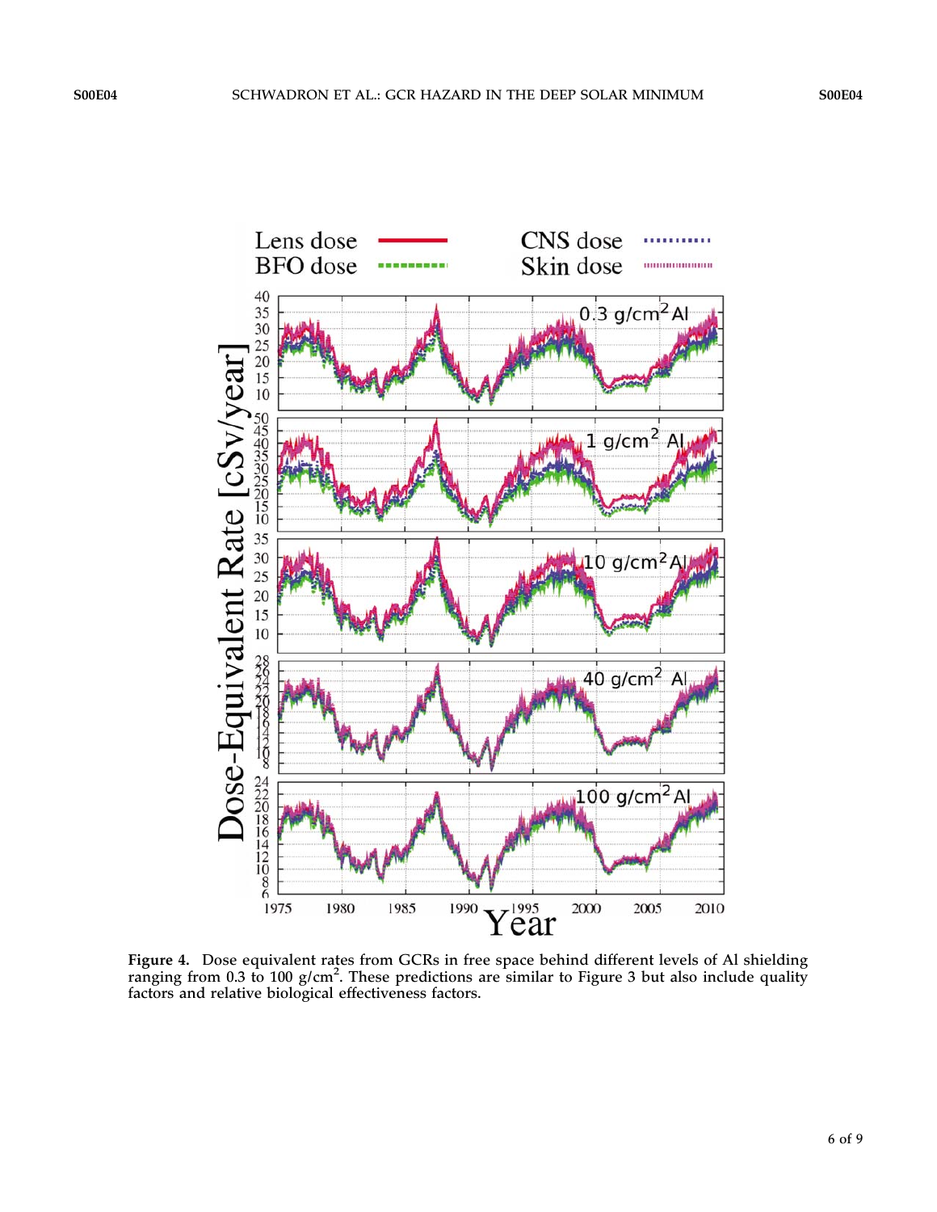**Figure 4.** Dose equivalent rates from GCRs in free space behind different levels of Al shielding ranging from 0.3 to 100 g/cm$^2$. These predictions are similar to Figure 3 but also include quality factors and relative biological effectiveness factors.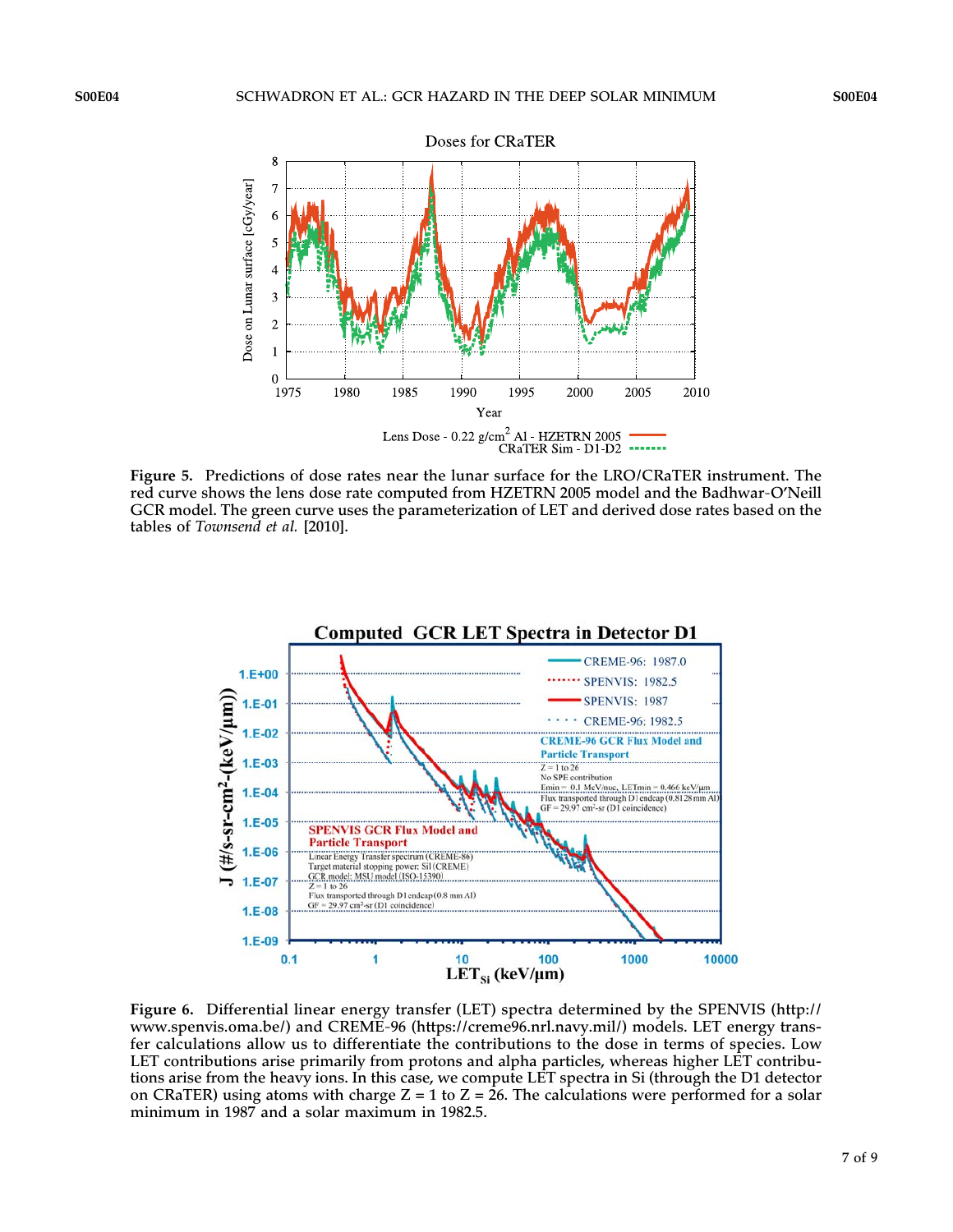**Figure 5.** Predictions of dose rates near the lunar surface for the LRO/CRaTER instrument. The red curve shows the lens dose rate computed from HZETRN 2005 model and the Badhwar-O'Neill GCR model. The green curve uses the parameterization of LET and derived dose rates based on the tables of *Townsend et al.* [2010].

**Figure 6.** Differential linear energy transfer (LET) spectra determined by the SPENVIS (http://www.spenvis.oma.be/) and CREME-96 (https://creme96.nrl.navy.mil/) models. LET energy transfer calculations allow us to differentiate the contributions to the dose in terms of species. Low LET contributions arise primarily from protons and alpha particles, whereas higher LET contributions arise from the heavy ions. In this case, we compute LET spectra in Si (through the D1 detector on CRaTER) using atoms with charge Z = 1 to Z = 26. The calculations were performed for a solar minimum in 1987 and a solar maximum in 1982.5.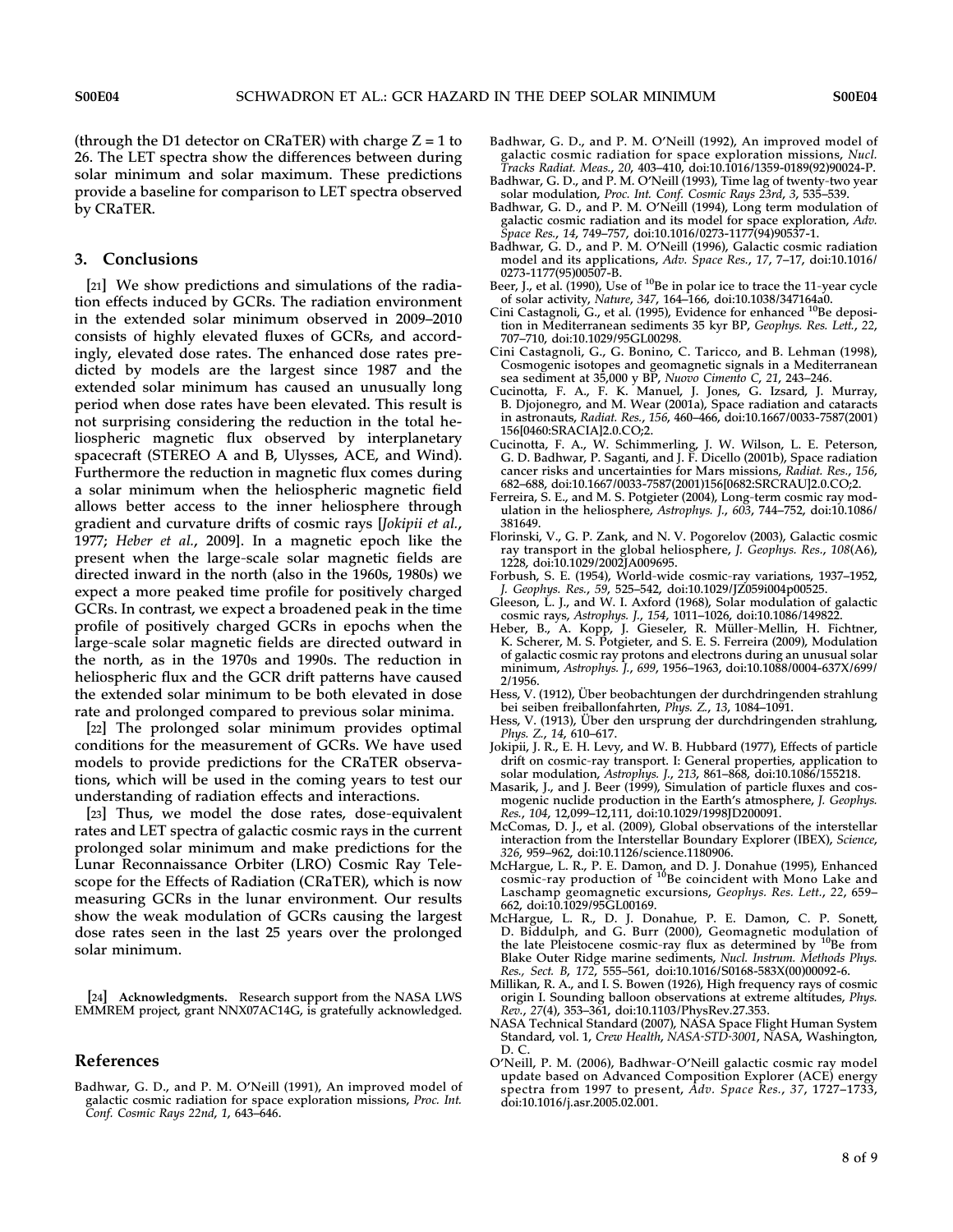(through the D1 detector on CRaTER) with charge Z = 1 to 26. The LET spectra show the differences between during solar minimum and solar maximum. These predictions provide a baseline for comparison to LET spectra observed by CRaTER.

## 3. Conclusions

[21] We show predictions and simulations of the radiation effects induced by GCRs. The radiation environment in the extended solar minimum observed in 2009–2010 consists of highly elevated fluxes of GCRs, and accordingly, elevated dose rates. The enhanced dose rates predicted by models are the largest since 1987 and the extended solar minimum has caused an unusually long period when dose rates have been elevated. This result is not surprising considering the reduction in the total heliospheric magnetic flux observed by interplanetary spacecraft (STEREO A and B, Ulysses, ACE, and Wind). Furthermore the reduction in magnetic flux comes during a solar minimum when the heliospheric magnetic field allows better access to the inner heliosphere through gradient and curvature drifts of cosmic rays [*Jokipii et al.*, 1977; *Heber et al.*, 2009]. In a magnetic epoch like the present when the large-scale solar magnetic fields are directed inward in the north (also in the 1960s, 1980s) we expect a more peaked time profile for positively charged GCRs. In contrast, we expect a broadened peak in the time profile of positively charged GCRs in epochs when the large-scale solar magnetic fields are directed outward in the north, as in the 1970s and 1990s. The reduction in heliospheric flux and the GCR drift patterns have caused the extended solar minimum to be both elevated in dose rate and prolonged compared to previous solar minima.

[22] The prolonged solar minimum provides optimal conditions for the measurement of GCRs. We have used models to provide predictions for the CRaTER observations, which will be used in the coming years to test our understanding of radiation effects and interactions.

[23] Thus, we model the dose rates, dose-equivalent rates and LET spectra of galactic cosmic rays in the current prolonged solar minimum and make predictions for the Lunar Reconnaissance Orbiter (LRO) Cosmic Ray Telescope for the Effects of Radiation (CRaTER), which is now measuring GCRs in the lunar environment. Our results show the weak modulation of GCRs causing the largest dose rates seen in the last 25 years over the prolonged solar minimum.

[24] **Acknowledgments.** Research support from the NASA LWS EMMREM project, grant NNX07AC14G, is gratefully acknowledged.

## References

Badhwar, G. D., and P. M. O'Neill (1991), An improved model of galactic cosmic radiation for space exploration missions, *Proc. Int. Conf. Cosmic Rays 22nd*, *1*, 643–646.

Badhwar, G. D., and P. M. O'Neill (1992), An improved model of galactic cosmic radiation for space exploration missions, *Nucl. Tracks Radiat. Meas.*, *20*, 403–410, doi:10.1016/1359-0189(92)90024-P.

Badhwar, G. D., and P. M. O'Neill (1993), Time lag of twenty-two year solar modulation, *Proc. Int. Conf. Cosmic Rays 23rd*, *3*, 535–539.

Badhwar, G. D., and P. M. O'Neill (1994), Long term modulation of galactic cosmic radiation and its model for space exploration, *Adv. Space Res.*, *14*, 749–757, doi:10.1016/0273-1177(94)90537-1.

Badhwar, G. D., and P. M. O'Neill (1996), Galactic cosmic radiation model and its applications, *Adv. Space Res.*, *17*, 7–17, doi:10.1016/0273-1177(95)00507-B.

Beer, J., et al. (1990), Use of $^{10}$Be in polar ice to trace the 11-year cycle of solar activity, *Nature*, *347*, 164–166, doi:10.1038/347164a0.

Cini Castagnoli, G., et al. (1995), Evidence for enhanced $^{10}$Be deposition in Mediterranean sediments 35 kyr BP, *Geophys. Res. Lett.*, *22*, 707–710, doi:10.1029/95GL00298.

Cini Castagnoli, G., G. Bonino, C. Taricco, and B. Lehman (1998), Cosmogenic isotopes and geomagnetic signals in a Mediterranean sea sediment at 35,000 y BP, *Nuovo Cimento C*, *21*, 243–246.

Cucinotta, F. A., F. K. Manuel, J. Jones, G. Izsard, J. Murray, B. Djojonegro, and M. Wear (2001a), Space radiation and cataracts in astronauts, *Radiat. Res.*, *156*, 460–466, doi:10.1667/0033-7587(2001)156[0460:SRACIA]2.0.CO;2.

Cucinotta, F. A., W. Schimmerling, J. W. Wilson, L. E. Peterson, G. D. Badhwar, P. Saganti, and J. F. Dicello (2001b), Space radiation cancer risks and uncertainties for Mars missions, *Radiat. Res.*, *156*, 682–688, doi:10.1667/0033-7587(2001)156[0682:SRCRAU]2.0.CO;2.

Ferreira, S. E., and M. S. Potgieter (2004), Long-term cosmic ray modulation in the heliosphere, *Astrophys. J.*, *603*, 744–752, doi:10.1086/381649.

Florinski, V., G. P. Zank, and N. V. Pogorelov (2003), Galactic cosmic ray transport in the global heliosphere, *J. Geophys. Res.*, *108*(A6), 1228, doi:10.1029/2002JA009695.

Forbush, S. E. (1954), World-wide cosmic-ray variations, 1937–1952, *J. Geophys. Res.*, *59*, 525–542, doi:10.1029/JZ059i004p00525.

Gleeson, L. J., and W. I. Axford (1968), Solar modulation of galactic cosmic rays, *Astrophys. J.*, *154*, 1011–1026, doi:10.1086/149822.

Heber, B., A. Kopp, J. Gieseler, R. Müller-Mellin, H. Fichtner, K. Scherer, M. S. Potgieter, and S. E. S. Ferreira (2009), Modulation of galactic cosmic ray protons and electrons during an unusual solar minimum, *Astrophys. J.*, *699*, 1956–1963, doi:10.1088/0004-637X/699/2/1956.

Hess, V. (1912), Über beobachtungen der durchdringenden strahlung bei seiben freiballonfahrten, *Phys. Z.*, *13*, 1084–1091.

Hess, V. (1913), Über den ursprung der durchdringenden strahlung, *Phys. Z.*, *14*, 610–617.

Jokipii, J. R., E. H. Levy, and W. B. Hubbard (1977), Effects of particle drift on cosmic-ray transport. I: General properties, application to solar modulation, *Astrophys. J.*, *213*, 861–868, doi:10.1086/155218.

Masarik, J., and J. Beer (1999), Simulation of particle fluxes and cosmogenic nuclide production in the Earth's atmosphere, *J. Geophys. Res.*, *104*, 12,099–12,111, doi:10.1029/1998JD200091.

McComas, D. J., et al. (2009), Global observations of the interstellar interaction from the Interstellar Boundary Explorer (IBEX), *Science*, *326*, 959–962, doi:10.1126/science.1180906.

McHargue, L. R., P. E. Damon, and D. J. Donahue (1995), Enhanced cosmic-ray production of $^{10}$Be coincident with Mono Lake and Laschamp geomagnetic excursions, *Geophys. Res. Lett.*, *22*, 659–662, doi:10.1029/95GL00169.

McHargue, L. R., D. J. Donahue, P. E. Damon, C. P. Sonett, D. Biddulph, and G. Burr (2000), Geomagnetic modulation of the late Pleistocene cosmic-ray flux as determined by $^{10}$Be from Blake Outer Ridge marine sediments, *Nucl. Instrum. Methods Phys. Res., Sect. B*, *172*, 555–561, doi:10.1016/S0168-583X(00)00092-6.

Millikan, R. A., and I. S. Bowen (1926), High frequency rays of cosmic origin I. Sounding balloon observations at extreme altitudes, *Phys. Rev.*, *27*(4), 353–361, doi:10.1103/PhysRev.27.353.

NASA Technical Standard (2007), NASA Space Flight Human System Standard, vol. 1, *Crew Health*, *NASA-STD-3001*, NASA, Washington, D. C.

O'Neill, P. M. (2006), Badhwar-O'Neill galactic cosmic ray model update based on Advanced Composition Explorer (ACE) energy spectra from 1997 to present, *Adv. Space Res.*, *37*, 1727–1733, doi:10.1016/j.asr.2005.02.001.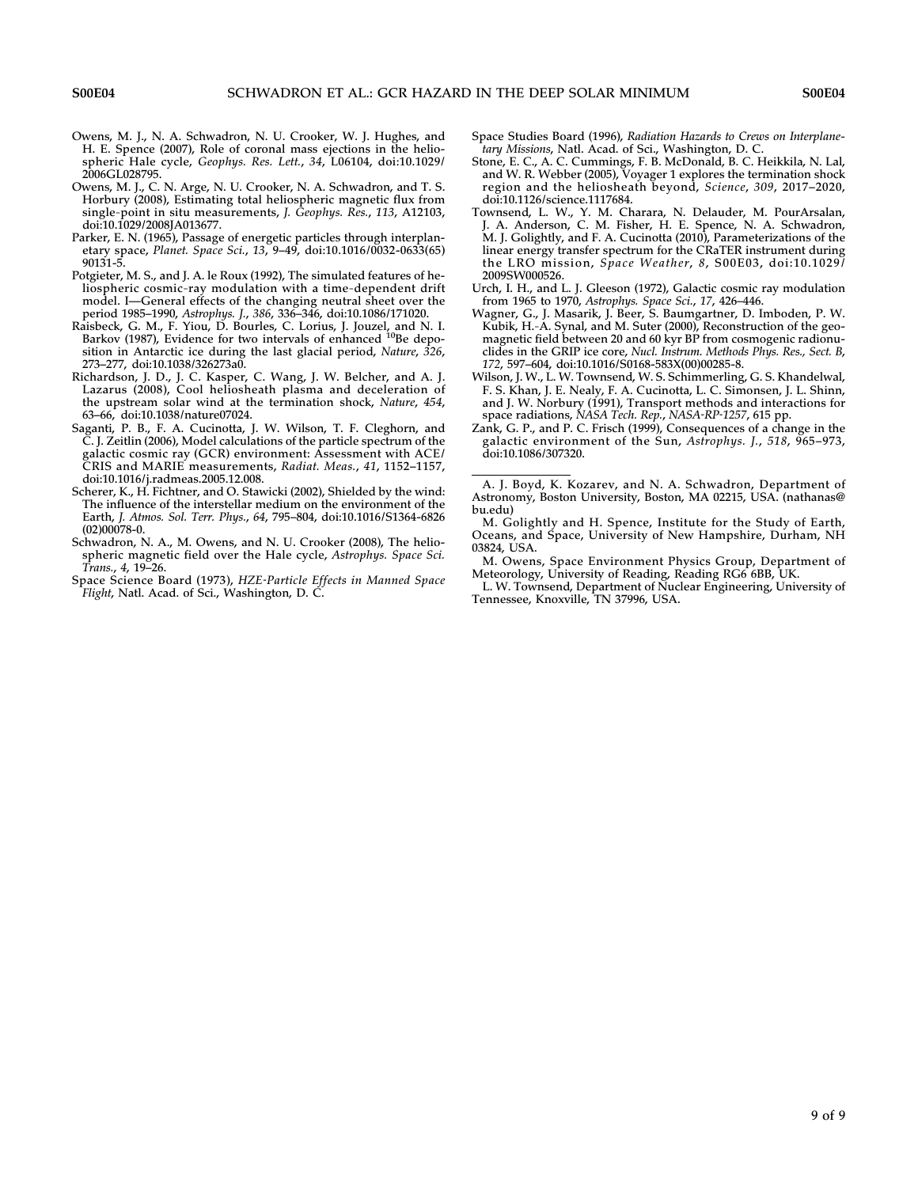Owens, M. J., N. A. Schwadron, N. U. Crooker, W. J. Hughes, and H. E. Spence (2007), Role of coronal mass ejections in the heliospheric Hale cycle, *Geophys. Res. Lett.*, *34*, L06104, doi:10.1029/2006GL028795.

Owens, M. J., C. N. Arge, N. U. Crooker, N. A. Schwadron, and T. S. Horbury (2008), Estimating total heliospheric magnetic flux from single-point in situ measurements, *J. Geophys. Res.*, *113*, A12103, doi:10.1029/2008JA013677.

Parker, E. N. (1965), Passage of energetic particles through interplanetary space, *Planet. Space Sci.*, *13*, 9–49, doi:10.1016/0032-0633(65)90131-5.

Potgieter, M. S., and J. A. le Roux (1992), The simulated features of heliospheric cosmic-ray modulation with a time-dependent drift model. I—General effects of the changing neutral sheet over the period 1985–1990, *Astrophys. J.*, *386*, 336–346, doi:10.1086/171020.

Raisbeck, G. M., F. Yiou, D. Bourles, C. Lorius, J. Jouzel, and N. I. Barkov (1987), Evidence for two intervals of enhanced $^{10}$Be deposition in Antarctic ice during the last glacial period, *Nature*, *326*, 273–277, doi:10.1038/326273a0.

Richardson, J. D., J. C. Kasper, C. Wang, J. W. Belcher, and A. J. Lazarus (2008), Cool heliosheath plasma and deceleration of the upstream solar wind at the termination shock, *Nature*, *454*, 63–66, doi:10.1038/nature07024.

Saganti, P. B., F. A. Cucinotta, J. W. Wilson, T. F. Cleghorn, and C. J. Zeitlin (2006), Model calculations of the particle spectrum of the galactic cosmic ray (GCR) environment: Assessment with ACE/CRIS and MARIE measurements, *Radiat. Meas.*, *41*, 1152–1157, doi:10.1016/j.radmeas.2005.12.008.

Scherer, K., H. Fichtner, and O. Stawicki (2002), Shielded by the wind: The influence of the interstellar medium on the environment of the Earth, *J. Atmos. Sol. Terr. Phys.*, *64*, 795–804, doi:10.1016/S1364-6826(02)00078-0.

Schwadron, N. A., M. Owens, and N. U. Crooker (2008), The heliospheric magnetic field over the Hale cycle, *Astrophys. Space Sci. Trans.*, *4*, 19–26.

Space Science Board (1973), *HZE-Particle Effects in Manned Space Flight*, Natl. Acad. of Sci., Washington, D. C.

Space Studies Board (1996), *Radiation Hazards to Crews on Interplanetary Missions*, Natl. Acad. of Sci., Washington, D. C.

Stone, E. C., A. C. Cummings, F. B. McDonald, B. C. Heikkila, N. Lal, and W. R. Webber (2005), Voyager 1 explores the termination shock region and the heliosheath beyond, *Science*, *309*, 2017–2020, doi:10.1126/science.1117684.

Townsend, L. W., Y. M. Charara, N. Delauder, M. PourArsalan, J. A. Anderson, C. M. Fisher, H. E. Spence, N. A. Schwadron, M. J. Golightly, and F. A. Cucinotta (2010), Parameterizations of the linear energy transfer spectrum for the CRaTER instrument during the LRO mission, *Space Weather*, *8*, S00E03, doi:10.1029/2009SW000526.

Urch, I. H., and L. J. Gleeson (1972), Galactic cosmic ray modulation from 1965 to 1970, *Astrophys. Space Sci.*, *17*, 426–446.

Wagner, G., J. Masarik, J. Beer, S. Baumgartner, D. Imboden, P. W. Kubik, H.-A. Synal, and M. Suter (2000), Reconstruction of the geomagnetic field between 20 and 60 kyr BP from cosmogenic radionuclides in the GRIP ice core, *Nucl. Instrum. Methods Phys. Res., Sect. B*, *172*, 597–604, doi:10.1016/S0168-583X(00)00285-8.

Wilson, J. W., L. W. Townsend, W. S. Schimmerling, G. S. Khandelwal, F. S. Khan, J. E. Nealy, F. A. Cucinotta, L. C. Simonsen, J. L. Shinn, and J. W. Norbury (1991), Transport methods and interactions for space radiations, *NASA Tech. Rep.*, *NASA-RP-1257*, 615 pp.

Zank, G. P., and P. C. Frisch (1999), Consequences of a change in the galactic environment of the Sun, *Astrophys. J.*, *518*, 965–973, doi:10.1086/307320.

---

A. J. Boyd, K. Kozarev, and N. A. Schwadron, Department of Astronomy, Boston University, Boston, MA 02215, USA. (nathanas@bu.edu)

M. Golightly and H. Spence, Institute for the Study of Earth, Oceans, and Space, University of New Hampshire, Durham, NH 03824, USA.

M. Owens, Space Environment Physics Group, Department of Meteorology, University of Reading, Reading RG6 6BB, UK.

L. W. Townsend, Department of Nuclear Engineering, University of Tennessee, Knoxville, TN 37996, USA.